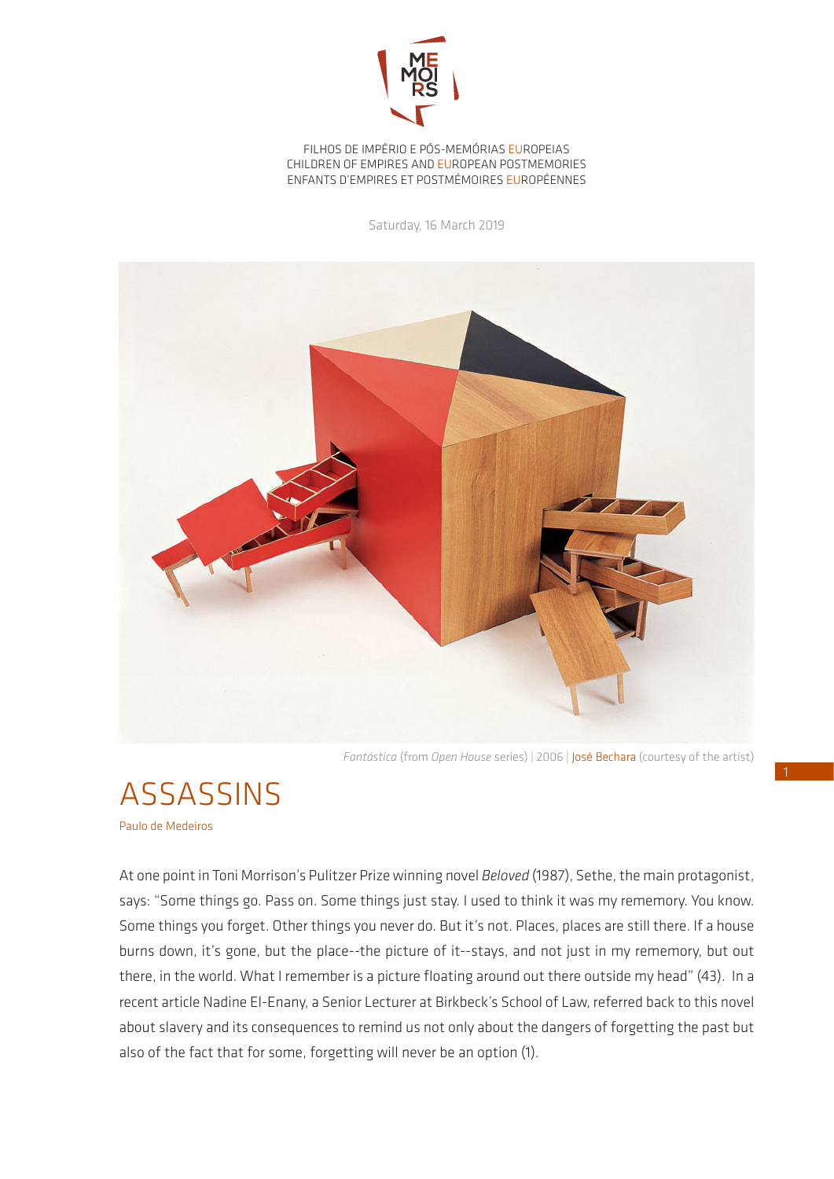FILHOS DE IMPÉRIO E PÓS-MEMÓRIAS EUROPEIAS
CHILDREN OF EMPIRES AND EUROPEAN POSTMEMORIES
ENFANTS D'EMPIRES ET POSTMÉMOIRES EUROPÉENNES

Saturday, 16 March 2019

*Fantástica* (from *Open House* series) | 2006 | José Bechara (courtesy of the artist)

# ASSASSINS

Paulo de Medeiros

At one point in Toni Morrison's Pulitzer Prize winning novel *Beloved* (1987), Sethe, the main protagonist, says: "Some things go. Pass on. Some things just stay. I used to think it was my rememory. You know. Some things you forget. Other things you never do. But it's not. Places, places are still there. If a house burns down, it's gone, but the place--the picture of it--stays, and not just in my rememory, but out there, in the world. What I remember is a picture floating around out there outside my head" (43). In a recent article Nadine El-Enany, a Senior Lecturer at Birkbeck's School of Law, referred back to this novel about slavery and its consequences to remind us not only about the dangers of forgetting the past but also of the fact that for some, forgetting will never be an option (1).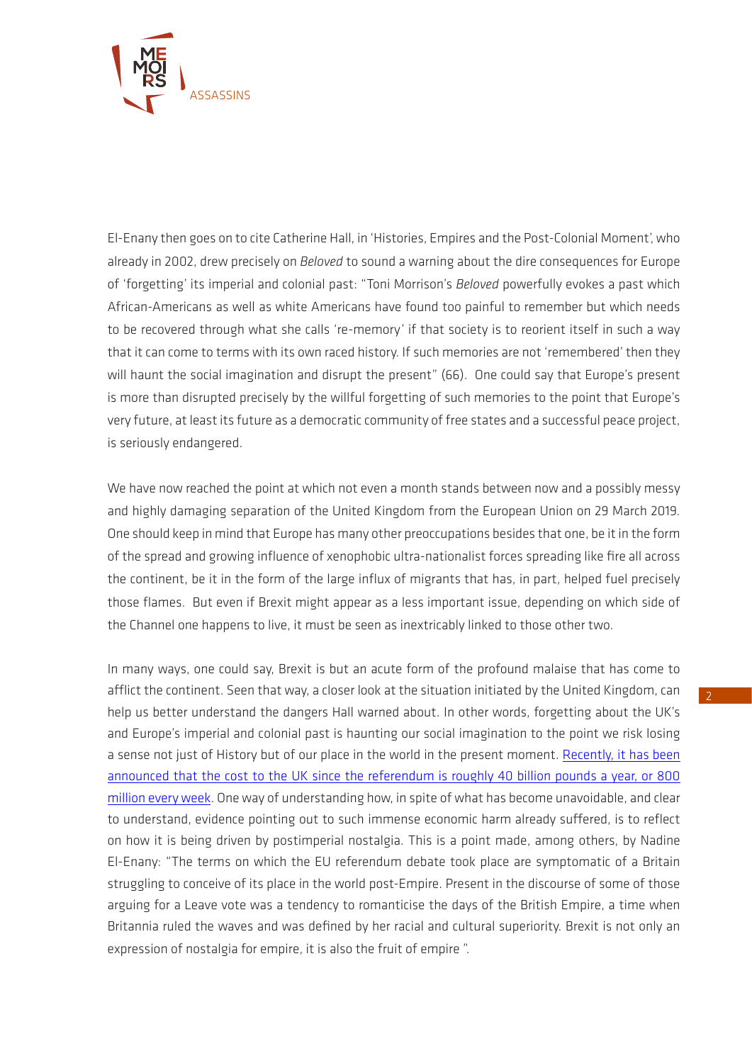El-Enany then goes on to cite Catherine Hall, in 'Histories, Empires and the Post-Colonial Moment', who already in 2002, drew precisely on *Beloved* to sound a warning about the dire consequences for Europe of 'forgetting' its imperial and colonial past: "Toni Morrison's *Beloved* powerfully evokes a past which African-Americans as well as white Americans have found too painful to remember but which needs to be recovered through what she calls 're-memory' if that society is to reorient itself in such a way that it can come to terms with its own raced history. If such memories are not 'remembered' then they will haunt the social imagination and disrupt the present" (66). One could say that Europe's present is more than disrupted precisely by the willful forgetting of such memories to the point that Europe's very future, at least its future as a democratic community of free states and a successful peace project, is seriously endangered.

We have now reached the point at which not even a month stands between now and a possibly messy and highly damaging separation of the United Kingdom from the European Union on 29 March 2019. One should keep in mind that Europe has many other preoccupations besides that one, be it in the form of the spread and growing influence of xenophobic ultra-nationalist forces spreading like fire all across the continent, be it in the form of the large influx of migrants that has, in part, helped fuel precisely those flames. But even if Brexit might appear as a less important issue, depending on which side of the Channel one happens to live, it must be seen as inextricably linked to those other two.

In many ways, one could say, Brexit is but an acute form of the profound malaise that has come to afflict the continent. Seen that way, a closer look at the situation initiated by the United Kingdom, can help us better understand the dangers Hall warned about. In other words, forgetting about the UK's and Europe's imperial and colonial past is haunting our social imagination to the point we risk losing a sense not just of History but of our place in the world in the present moment. Recently, it has been announced that the cost to the UK since the referendum is roughly 40 billion pounds a year, or 800 million every week. One way of understanding how, in spite of what has become unavoidable, and clear to understand, evidence pointing out to such immense economic harm already suffered, is to reflect on how it is being driven by postimperial nostalgia. This is a point made, among others, by Nadine El-Enany: "The terms on which the EU referendum debate took place are symptomatic of a Britain struggling to conceive of its place in the world post-Empire. Present in the discourse of some of those arguing for a Leave vote was a tendency to romanticise the days of the British Empire, a time when Britannia ruled the waves and was defined by her racial and cultural superiority. Brexit is not only an expression of nostalgia for empire, it is also the fruit of empire ".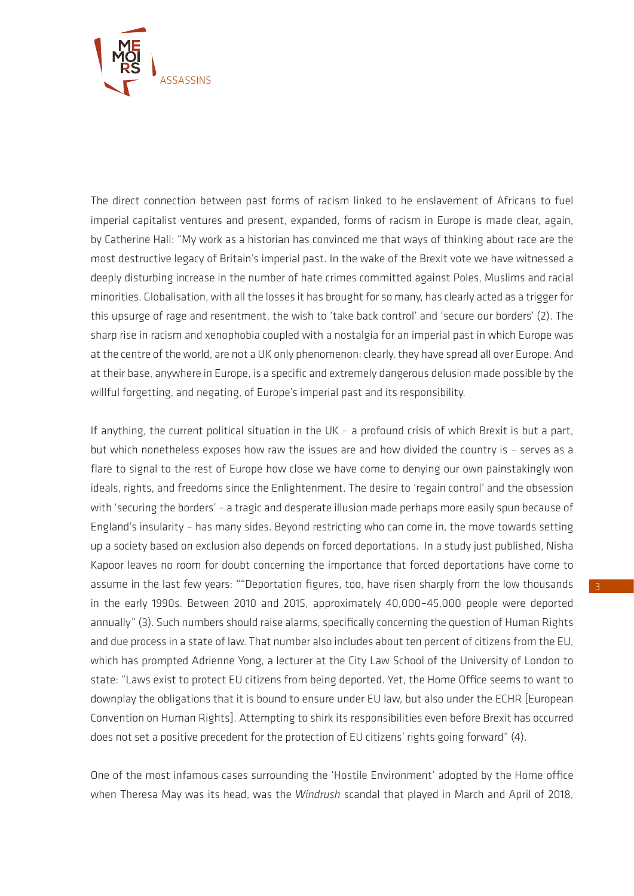The direct connection between past forms of racism linked to he enslavement of Africans to fuel imperial capitalist ventures and present, expanded, forms of racism in Europe is made clear, again, by Catherine Hall: "My work as a historian has convinced me that ways of thinking about race are the most destructive legacy of Britain's imperial past. In the wake of the Brexit vote we have witnessed a deeply disturbing increase in the number of hate crimes committed against Poles, Muslims and racial minorities. Globalisation, with all the losses it has brought for so many, has clearly acted as a trigger for this upsurge of rage and resentment, the wish to 'take back control' and 'secure our borders' (2). The sharp rise in racism and xenophobia coupled with a nostalgia for an imperial past in which Europe was at the centre of the world, are not a UK only phenomenon: clearly, they have spread all over Europe. And at their base, anywhere in Europe, is a specific and extremely dangerous delusion made possible by the willful forgetting, and negating, of Europe's imperial past and its responsibility.

If anything, the current political situation in the UK – a profound crisis of which Brexit is but a part, but which nonetheless exposes how raw the issues are and how divided the country is – serves as a flare to signal to the rest of Europe how close we have come to denying our own painstakingly won ideals, rights, and freedoms since the Enlightenment. The desire to 'regain control' and the obsession with 'securing the borders' – a tragic and desperate illusion made perhaps more easily spun because of England's insularity – has many sides. Beyond restricting who can come in, the move towards setting up a society based on exclusion also depends on forced deportations. In a study just published, Nisha Kapoor leaves no room for doubt concerning the importance that forced deportations have come to assume in the last few years: ""Deportation figures, too, have risen sharply from the low thousands in the early 1990s. Between 2010 and 2015, approximately 40,000–45,000 people were deported annually" (3). Such numbers should raise alarms, specifically concerning the question of Human Rights and due process in a state of law. That number also includes about ten percent of citizens from the EU, which has prompted Adrienne Yong, a lecturer at the City Law School of the University of London to state: "Laws exist to protect EU citizens from being deported. Yet, the Home Office seems to want to downplay the obligations that it is bound to ensure under EU law, but also under the ECHR [European Convention on Human Rights]. Attempting to shirk its responsibilities even before Brexit has occurred does not set a positive precedent for the protection of EU citizens' rights going forward" (4).

One of the most infamous cases surrounding the 'Hostile Environment' adopted by the Home office when Theresa May was its head, was the *Windrush* scandal that played in March and April of 2018,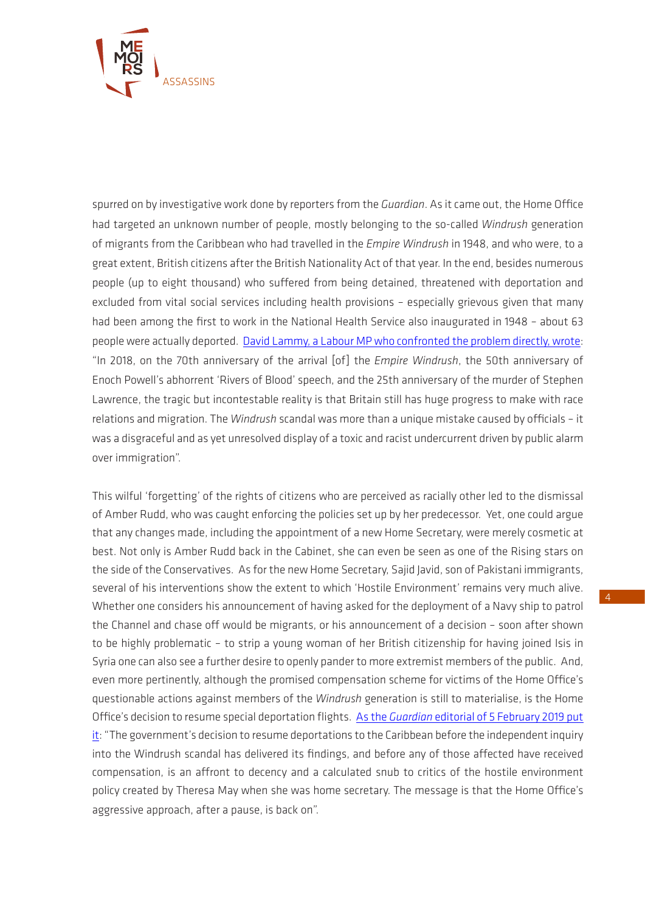spurred on by investigative work done by reporters from the *Guardian*. As it came out, the Home Office had targeted an unknown number of people, mostly belonging to the so-called *Windrush* generation of migrants from the Caribbean who had travelled in the *Empire Windrush* in 1948, and who were, to a great extent, British citizens after the British Nationality Act of that year. In the end, besides numerous people (up to eight thousand) who suffered from being detained, threatened with deportation and excluded from vital social services including health provisions – especially grievous given that many had been among the first to work in the National Health Service also inaugurated in 1948 – about 63 people were actually deported. David Lammy, a Labour MP who confronted the problem directly, wrote: "In 2018, on the 70th anniversary of the arrival [of] the *Empire Windrush*, the 50th anniversary of Enoch Powell's abhorrent 'Rivers of Blood' speech, and the 25th anniversary of the murder of Stephen Lawrence, the tragic but incontestable reality is that Britain still has huge progress to make with race relations and migration. The *Windrush* scandal was more than a unique mistake caused by officials – it was a disgraceful and as yet unresolved display of a toxic and racist undercurrent driven by public alarm over immigration".

This wilful 'forgetting' of the rights of citizens who are perceived as racially other led to the dismissal of Amber Rudd, who was caught enforcing the policies set up by her predecessor. Yet, one could argue that any changes made, including the appointment of a new Home Secretary, were merely cosmetic at best. Not only is Amber Rudd back in the Cabinet, she can even be seen as one of the Rising stars on the side of the Conservatives. As for the new Home Secretary, Sajid Javid, son of Pakistani immigrants, several of his interventions show the extent to which 'Hostile Environment' remains very much alive. Whether one considers his announcement of having asked for the deployment of a Navy ship to patrol the Channel and chase off would be migrants, or his announcement of a decision – soon after shown to be highly problematic – to strip a young woman of her British citizenship for having joined Isis in Syria one can also see a further desire to openly pander to more extremist members of the public. And, even more pertinently, although the promised compensation scheme for victims of the Home Office's questionable actions against members of the *Windrush* generation is still to materialise, is the Home Office's decision to resume special deportation flights. As the *Guardian* editorial of 5 February 2019 put it: "The government's decision to resume deportations to the Caribbean before the independent inquiry into the Windrush scandal has delivered its findings, and before any of those affected have received compensation, is an affront to decency and a calculated snub to critics of the hostile environment policy created by Theresa May when she was home secretary. The message is that the Home Office's aggressive approach, after a pause, is back on".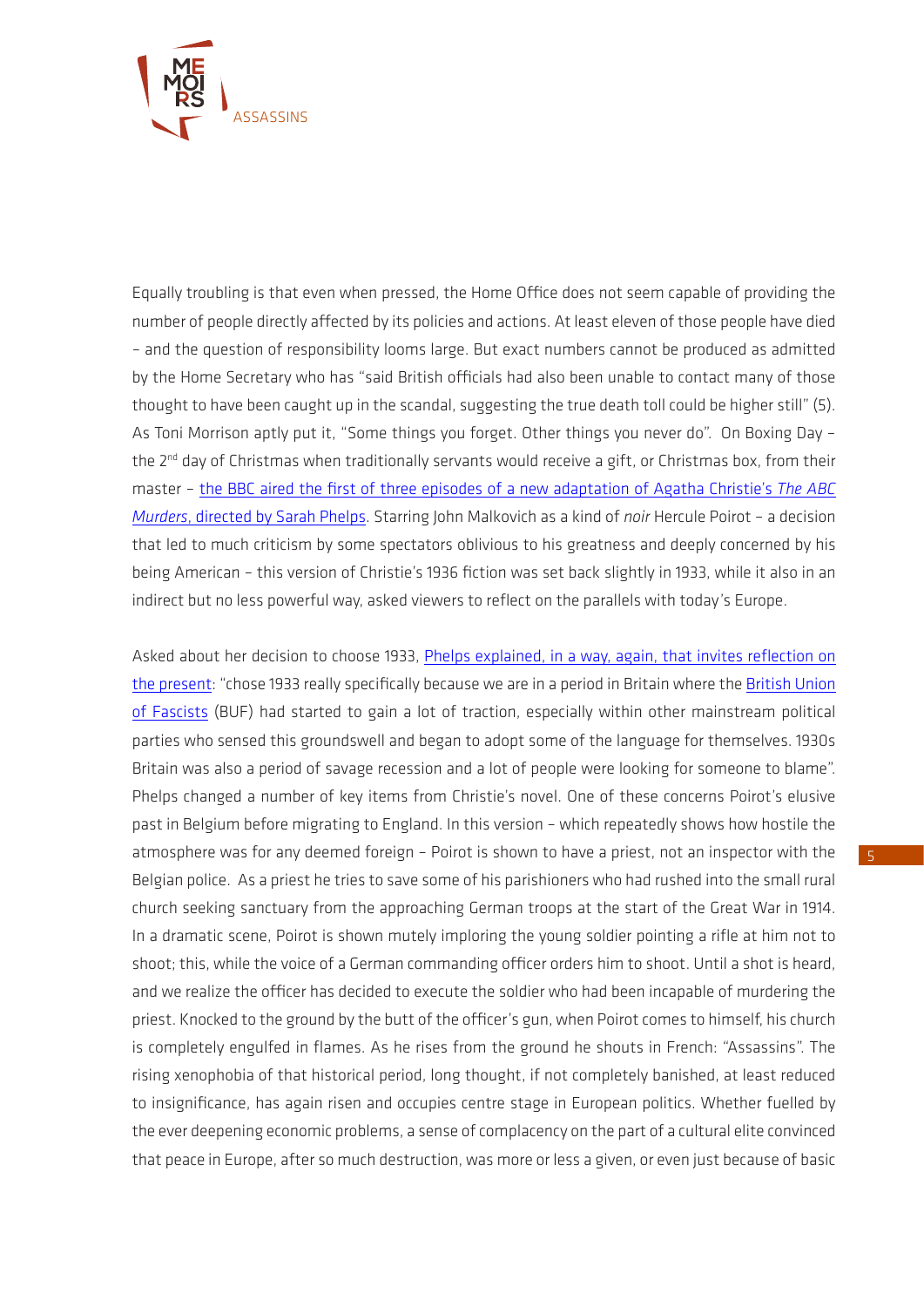Equally troubling is that even when pressed, the Home Office does not seem capable of providing the number of people directly affected by its policies and actions. At least eleven of those people have died – and the question of responsibility looms large. But exact numbers cannot be produced as admitted by the Home Secretary who has "said British officials had also been unable to contact many of those thought to have been caught up in the scandal, suggesting the true death toll could be higher still" (5). As Toni Morrison aptly put it, "Some things you forget. Other things you never do". On Boxing Day – the 2nd day of Christmas when traditionally servants would receive a gift, or Christmas box, from their master – the BBC aired the first of three episodes of a new adaptation of Agatha Christie's *The ABC Murders*, directed by Sarah Phelps. Starring John Malkovich as a kind of *noir* Hercule Poirot – a decision that led to much criticism by some spectators oblivious to his greatness and deeply concerned by his being American – this version of Christie's 1936 fiction was set back slightly in 1933, while it also in an indirect but no less powerful way, asked viewers to reflect on the parallels with today's Europe.

Asked about her decision to choose 1933, Phelps explained, in a way, again, that invites reflection on the present: "chose 1933 really specifically because we are in a period in Britain where the British Union of Fascists (BUF) had started to gain a lot of traction, especially within other mainstream political parties who sensed this groundswell and began to adopt some of the language for themselves. 1930s Britain was also a period of savage recession and a lot of people were looking for someone to blame". Phelps changed a number of key items from Christie's novel. One of these concerns Poirot's elusive past in Belgium before migrating to England. In this version – which repeatedly shows how hostile the atmosphere was for any deemed foreign – Poirot is shown to have a priest, not an inspector with the Belgian police. As a priest he tries to save some of his parishioners who had rushed into the small rural church seeking sanctuary from the approaching German troops at the start of the Great War in 1914. In a dramatic scene, Poirot is shown mutely imploring the young soldier pointing a rifle at him not to shoot; this, while the voice of a German commanding officer orders him to shoot. Until a shot is heard, and we realize the officer has decided to execute the soldier who had been incapable of murdering the priest. Knocked to the ground by the butt of the officer's gun, when Poirot comes to himself, his church is completely engulfed in flames. As he rises from the ground he shouts in French: "Assassins". The rising xenophobia of that historical period, long thought, if not completely banished, at least reduced to insignificance, has again risen and occupies centre stage in European politics. Whether fuelled by the ever deepening economic problems, a sense of complacency on the part of a cultural elite convinced that peace in Europe, after so much destruction, was more or less a given, or even just because of basic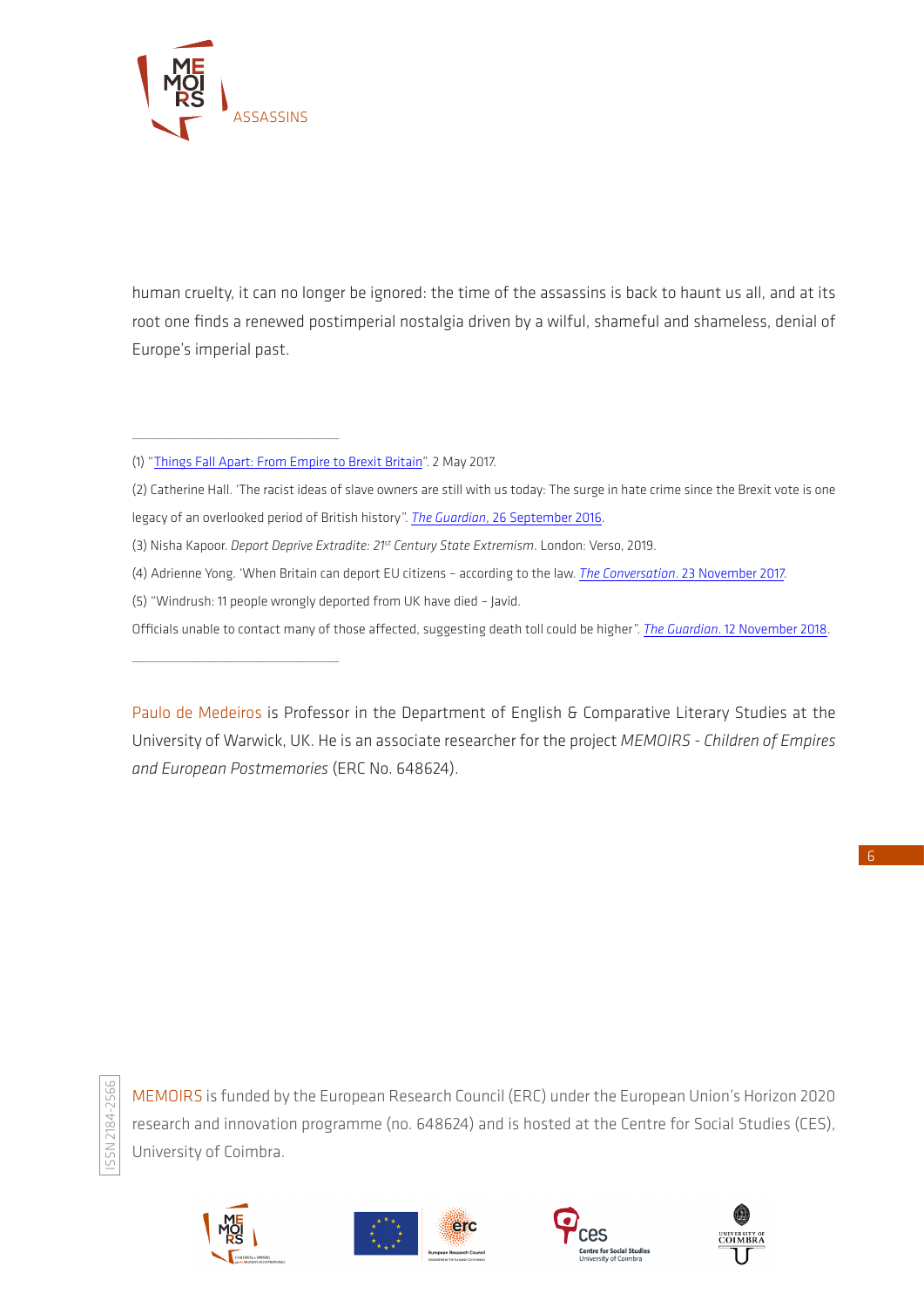human cruelty, it can no longer be ignored: the time of the assassins is back to haunt us all, and at its root one finds a renewed postimperial nostalgia driven by a wilful, shameful and shameless, denial of Europe's imperial past.

---

(1) "Things Fall Apart: From Empire to Brexit Britain". 2 May 2017.

(2) Catherine Hall. 'The racist ideas of slave owners are still with us today: The surge in hate crime since the Brexit vote is one legacy of an overlooked period of British history". *The Guardian*, 26 September 2016.

(3) Nisha Kapoor. *Deport Deprive Extradite: 21st Century State Extremism*. London: Verso, 2019.

(4) Adrienne Yong. 'When Britain can deport EU citizens – according to the law. *The Conversation*. 23 November 2017.

(5) "Windrush: 11 people wrongly deported from UK have died – Javid.

Officials unable to contact many of those affected, suggesting death toll could be higher". *The Guardian*. 12 November 2018.

---

Paulo de Medeiros is Professor in the Department of English & Comparative Literary Studies at the University of Warwick, UK. He is an associate researcher for the project *MEMOIRS - Children of Empires and European Postmemories* (ERC No. 648624).

MEMOIRS is funded by the European Research Council (ERC) under the European Union's Horizon 2020 research and innovation programme (no. 648624) and is hosted at the Centre for Social Studies (CES), University of Coimbra.